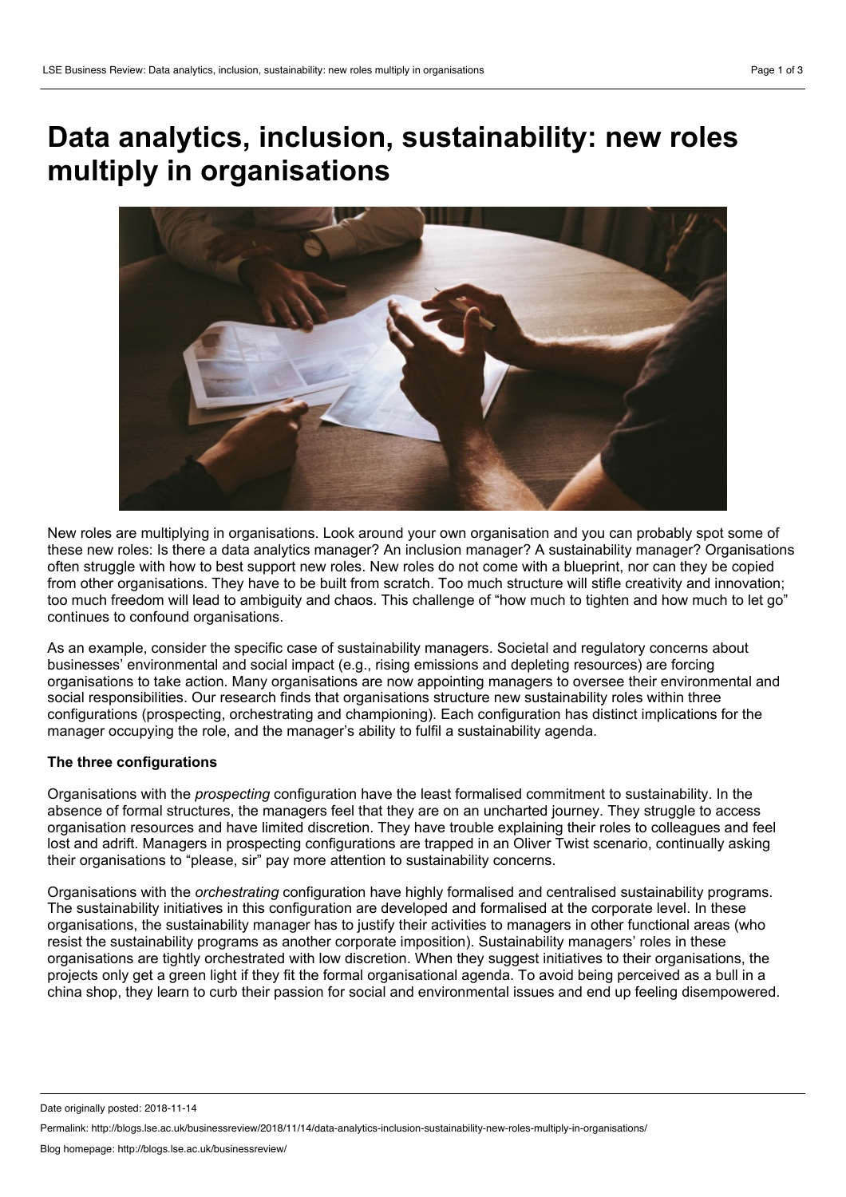# Data analytics, inclusion, sustainability: new roles multiply in organisations

New roles are multiplying in organisations. Look around your own organisation and you can probably spot some of these new roles: Is there a data analytics manager? An inclusion manager? A sustainability manager? Organisations often struggle with how to best support new roles. New roles do not come with a blueprint, nor can they be copied from other organisations. They have to be built from scratch. Too much structure will stifle creativity and innovation; too much freedom will lead to ambiguity and chaos. This challenge of "how much to tighten and how much to let go" continues to confound organisations.

As an example, consider the specific case of sustainability managers. Societal and regulatory concerns about businesses' environmental and social impact (e.g., rising emissions and depleting resources) are forcing organisations to take action. Many organisations are now appointing managers to oversee their environmental and social responsibilities. Our research finds that organisations structure new sustainability roles within three configurations (prospecting, orchestrating and championing). Each configuration has distinct implications for the manager occupying the role, and the manager's ability to fulfil a sustainability agenda.

**The three configurations**

Organisations with the *prospecting* configuration have the least formalised commitment to sustainability. In the absence of formal structures, the managers feel that they are on an uncharted journey. They struggle to access organisation resources and have limited discretion. They have trouble explaining their roles to colleagues and feel lost and adrift. Managers in prospecting configurations are trapped in an Oliver Twist scenario, continually asking their organisations to "please, sir" pay more attention to sustainability concerns.

Organisations with the *orchestrating* configuration have highly formalised and centralised sustainability programs. The sustainability initiatives in this configuration are developed and formalised at the corporate level. In these organisations, the sustainability manager has to justify their activities to managers in other functional areas (who resist the sustainability programs as another corporate imposition). Sustainability managers' roles in these organisations are tightly orchestrated with low discretion. When they suggest initiatives to their organisations, the projects only get a green light if they fit the formal organisational agenda. To avoid being perceived as a bull in a china shop, they learn to curb their passion for social and environmental issues and end up feeling disempowered.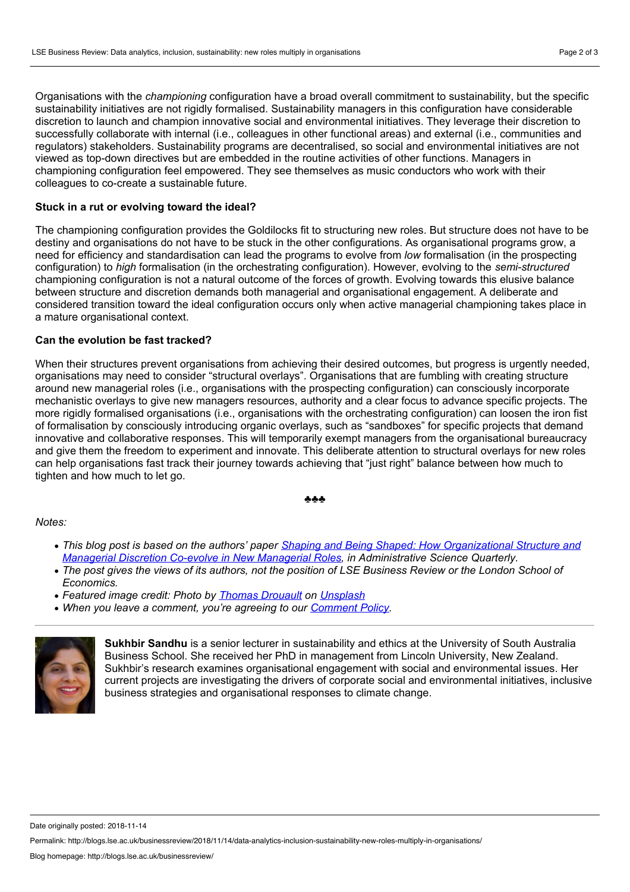Organisations with the *championing* configuration have a broad overall commitment to sustainability, but the specific sustainability initiatives are not rigidly formalised. Sustainability managers in this configuration have considerable discretion to launch and champion innovative social and environmental initiatives. They leverage their discretion to successfully collaborate with internal (i.e., colleagues in other functional areas) and external (i.e., communities and regulators) stakeholders. Sustainability programs are decentralised, so social and environmental initiatives are not viewed as top-down directives but are embedded in the routine activities of other functions. Managers in championing configuration feel empowered. They see themselves as music conductors who work with their colleagues to co-create a sustainable future.

**Stuck in a rut or evolving toward the ideal?**

The championing configuration provides the Goldilocks fit to structuring new roles. But structure does not have to be destiny and organisations do not have to be stuck in the other configurations. As organisational programs grow, a need for efficiency and standardisation can lead the programs to evolve from *low* formalisation (in the prospecting configuration) to *high* formalisation (in the orchestrating configuration). However, evolving to the *semi-structured* championing configuration is not a natural outcome of the forces of growth. Evolving towards this elusive balance between structure and discretion demands both managerial and organisational engagement. A deliberate and considered transition toward the ideal configuration occurs only when active managerial championing takes place in a mature organisational context.

**Can the evolution be fast tracked?**

When their structures prevent organisations from achieving their desired outcomes, but progress is urgently needed, organisations may need to consider "structural overlays". Organisations that are fumbling with creating structure around new managerial roles (i.e., organisations with the prospecting configuration) can consciously incorporate mechanistic overlays to give new managers resources, authority and a clear focus to advance specific projects. The more rigidly formalised organisations (i.e., organisations with the orchestrating configuration) can loosen the iron fist of formalisation by consciously introducing organic overlays, such as "sandboxes" for specific projects that demand innovative and collaborative responses. This will temporarily exempt managers from the organisational bureaucracy and give them the freedom to experiment and innovate. This deliberate attention to structural overlays for new roles can help organisations fast track their journey towards achieving that "just right" balance between how much to tighten and how much to let go.

♣♣♣

*Notes:*

- *This blog post is based on the authors' paper [Shaping and Being Shaped: How Organizational Structure and Managerial Discretion Co-evolve in New Managerial Roles](), in Administrative Science Quarterly.*
- *The post gives the views of its authors, not the position of LSE Business Review or the London School of Economics.*
- *Featured image credit: Photo by [Thomas Drouault]() on [Unsplash]()*
- *When you leave a comment, you're agreeing to our [Comment Policy]().*

**Sukhbir Sandhu** is a senior lecturer in sustainability and ethics at the University of South Australia Business School. She received her PhD in management from Lincoln University, New Zealand. Sukhbir's research examines organisational engagement with social and environmental issues. Her current projects are investigating the drivers of corporate social and environmental initiatives, inclusive business strategies and organisational responses to climate change.

Date originally posted: 2018-11-14

Permalink: http://blogs.lse.ac.uk/businessreview/2018/11/14/data-analytics-inclusion-sustainability-new-roles-multiply-in-organisations/

Blog homepage: http://blogs.lse.ac.uk/businessreview/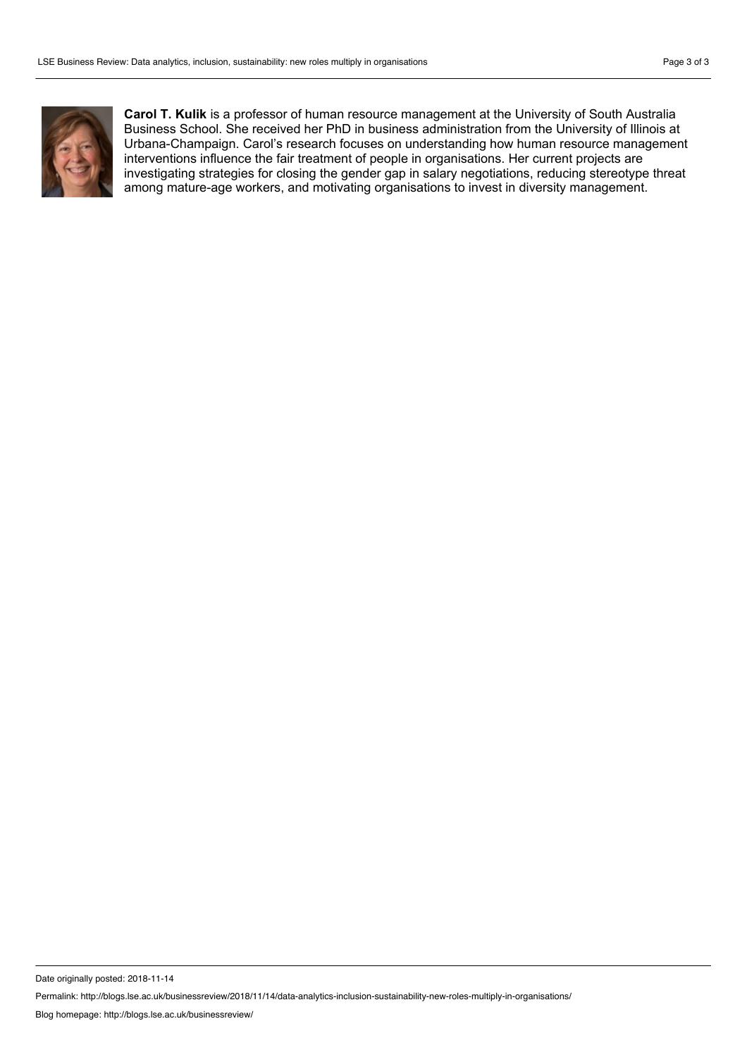**Carol T. Kulik** is a professor of human resource management at the University of South Australia Business School. She received her PhD in business administration from the University of Illinois at Urbana-Champaign. Carol's research focuses on understanding how human resource management interventions influence the fair treatment of people in organisations. Her current projects are investigating strategies for closing the gender gap in salary negotiations, reducing stereotype threat among mature-age workers, and motivating organisations to invest in diversity management.

Date originally posted: 2018-11-14

Permalink: http://blogs.lse.ac.uk/businessreview/2018/11/14/data-analytics-inclusion-sustainability-new-roles-multiply-in-organisations/

Blog homepage: http://blogs.lse.ac.uk/businessreview/